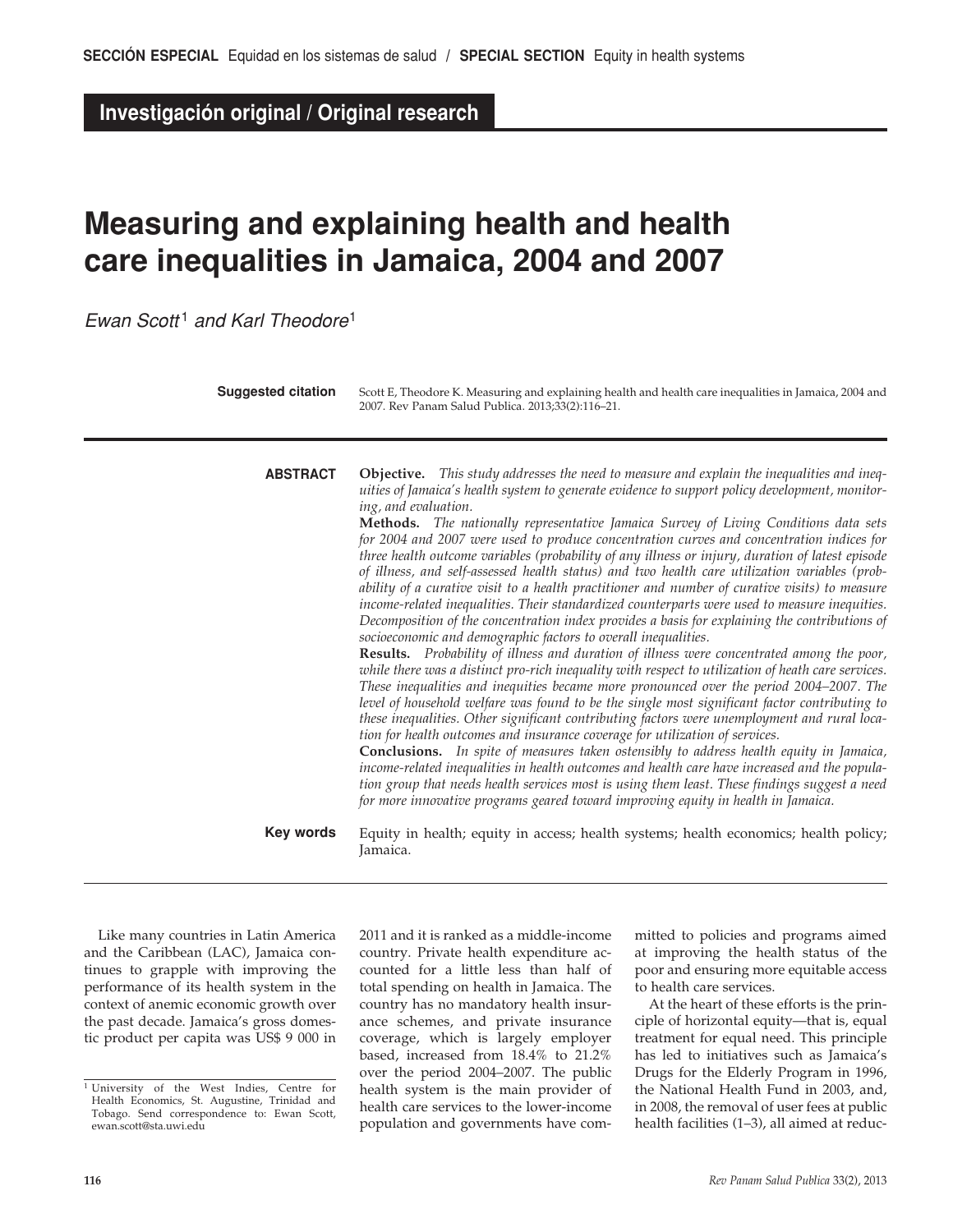SECCIÓN ESPECIAL Equidad en los sistemas de salud / SPECIAL SECTION Equity in health systems

**Investigación original / Original research**

# Measuring and explaining health and health care inequalities in Jamaica, 2004 and 2007

*Ewan Scott*[1] *and Karl Theodore*[1]

**Suggested citation** Scott E, Theodore K. Measuring and explaining health and health care inequalities in Jamaica, 2004 and 2007. Rev Panam Salud Publica. 2013;33(2):116–21.

**ABSTRACT**

**Objective.** *This study addresses the need to measure and explain the inequalities and inequities of Jamaica's health system to generate evidence to support policy development, monitoring, and evaluation.*

**Methods.** *The nationally representative Jamaica Survey of Living Conditions data sets for 2004 and 2007 were used to produce concentration curves and concentration indices for three health outcome variables (probability of any illness or injury, duration of latest episode of illness, and self-assessed health status) and two health care utilization variables (probability of a curative visit to a health practitioner and number of curative visits) to measure income-related inequalities. Their standardized counterparts were used to measure inequities. Decomposition of the concentration index provides a basis for explaining the contributions of socioeconomic and demographic factors to overall inequalities.*

**Results.** *Probability of illness and duration of illness were concentrated among the poor, while there was a distinct pro-rich inequality with respect to utilization of heath care services. These inequalities and inequities became more pronounced over the period 2004–2007. The level of household welfare was found to be the single most significant factor contributing to these inequalities. Other significant contributing factors were unemployment and rural location for health outcomes and insurance coverage for utilization of services.*

**Conclusions.** *In spite of measures taken ostensibly to address health equity in Jamaica, income-related inequalities in health outcomes and health care have increased and the population group that needs health services most is using them least. These findings suggest a need for more innovative programs geared toward improving equity in health in Jamaica.*

**Key words** Equity in health; equity in access; health systems; health economics; health policy; Jamaica.

Like many countries in Latin America and the Caribbean (LAC), Jamaica continues to grapple with improving the performance of its health system in the context of anemic economic growth over the past decade. Jamaica's gross domestic product per capita was US$ 9 000 in 2011 and it is ranked as a middle-income country. Private health expenditure accounted for a little less than half of total spending on health in Jamaica. The country has no mandatory health insurance schemes, and private insurance coverage, which is largely employer based, increased from 18.4% to 21.2% over the period 2004–2007. The public health system is the main provider of health care services to the lower-income population and governments have committed to policies and programs aimed at improving the health status of the poor and ensuring more equitable access to health care services.

At the heart of these efforts is the principle of horizontal equity—that is, equal treatment for equal need. This principle has led to initiatives such as Jamaica's Drugs for the Elderly Program in 1996, the National Health Fund in 2003, and, in 2008, the removal of user fees at public health facilities (1–3), all aimed at reduc-

[1] University of the West Indies, Centre for Health Economics, St. Augustine, Trinidad and Tobago. Send correspondence to: Ewan Scott, ewan.scott@sta.uwi.edu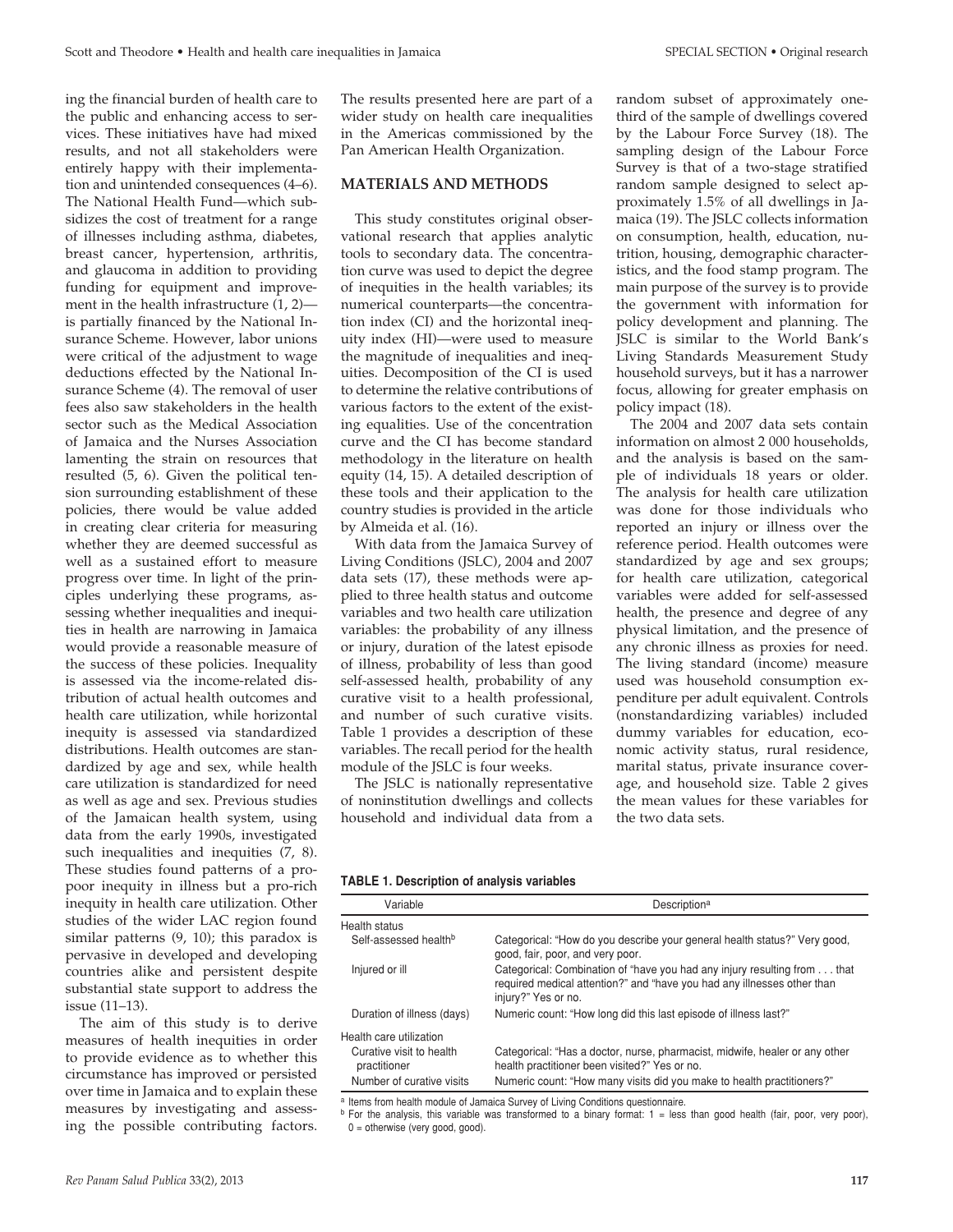ing the financial burden of health care to the public and enhancing access to services. These initiatives have had mixed results, and not all stakeholders were entirely happy with their implementation and unintended consequences (4–6). The National Health Fund—which subsidizes the cost of treatment for a range of illnesses including asthma, diabetes, breast cancer, hypertension, arthritis, and glaucoma in addition to providing funding for equipment and improvement in the health infrastructure (1, 2)—is partially financed by the National Insurance Scheme. However, labor unions were critical of the adjustment to wage deductions effected by the National Insurance Scheme (4). The removal of user fees also saw stakeholders in the health sector such as the Medical Association of Jamaica and the Nurses Association lamenting the strain on resources that resulted (5, 6). Given the political tension surrounding establishment of these policies, there would be value added in creating clear criteria for measuring whether they are deemed successful as well as a sustained effort to measure progress over time. In light of the principles underlying these programs, assessing whether inequalities and inequities in health are narrowing in Jamaica would provide a reasonable measure of the success of these policies. Inequality is assessed via the income-related distribution of actual health outcomes and health care utilization, while horizontal inequity is assessed via standardized distributions. Health outcomes are standardized by age and sex, while health care utilization is standardized for need as well as age and sex. Previous studies of the Jamaican health system, using data from the early 1990s, investigated such inequalities and inequities (7, 8). These studies found patterns of a pro-poor inequity in illness but a pro-rich inequity in health care utilization. Other studies of the wider LAC region found similar patterns (9, 10); this paradox is pervasive in developed and developing countries alike and persistent despite substantial state support to address the issue (11–13).

The aim of this study is to derive measures of health inequities in order to provide evidence as to whether this circumstance has improved or persisted over time in Jamaica and to explain these measures by investigating and assessing the possible contributing factors. The results presented here are part of a wider study on health care inequalities in the Americas commissioned by the Pan American Health Organization.

## MATERIALS AND METHODS

This study constitutes original observational research that applies analytic tools to secondary data. The concentration curve was used to depict the degree of inequities in the health variables; its numerical counterparts—the concentration index (CI) and the horizontal inequity index (HI)—were used to measure the magnitude of inequalities and inequities. Decomposition of the CI is used to determine the relative contributions of various factors to the extent of the existing equalities. Use of the concentration curve and the CI has become standard methodology in the literature on health equity (14, 15). A detailed description of these tools and their application to the country studies is provided in the article by Almeida et al. (16).

With data from the Jamaica Survey of Living Conditions (JSLC), 2004 and 2007 data sets (17), these methods were applied to three health status and outcome variables and two health care utilization variables: the probability of any illness or injury, duration of the latest episode of illness, probability of less than good self-assessed health, probability of any curative visit to a health professional, and number of such curative visits. Table 1 provides a description of these variables. The recall period for the health module of the JSLC is four weeks.

The JSLC is nationally representative of noninstitution dwellings and collects household and individual data from a random subset of approximately one-third of the sample of dwellings covered by the Labour Force Survey (18). The sampling design of the Labour Force Survey is that of a two-stage stratified random sample designed to select approximately 1.5% of all dwellings in Jamaica (19). The JSLC collects information on consumption, health, education, nutrition, housing, demographic characteristics, and the food stamp program. The main purpose of the survey is to provide the government with information for policy development and planning. The JSLC is similar to the World Bank's Living Standards Measurement Study household surveys, but it has a narrower focus, allowing for greater emphasis on policy impact (18).

The 2004 and 2007 data sets contain information on almost 2 000 households, and the analysis is based on the sample of individuals 18 years or older. The analysis for health care utilization was done for those individuals who reported an injury or illness over the reference period. Health outcomes were standardized by age and sex groups; for health care utilization, categorical variables were added for self-assessed health, the presence and degree of any physical limitation, and the presence of any chronic illness as proxies for need. The living standard (income) measure used was household consumption expenditure per adult equivalent. Controls (nonstandardizing variables) included dummy variables for education, economic activity status, rural residence, marital status, private insurance coverage, and household size. Table 2 gives the mean values for these variables for the two data sets.

**TABLE 1. Description of analysis variables**

| Variable | Description[a] |
|---|---|
| Health status | |
| Self-assessed health[b] | Categorical: "How do you describe your general health status?" Very good, good, fair, poor, and very poor. |
| Injured or ill | Categorical: Combination of "have you had any injury resulting from . . . that required medical attention?" and "have you had any illnesses other than injury?" Yes or no. |
| Duration of illness (days) | Numeric count: "How long did this last episode of illness last?" |
| Health care utilization | |
| Curative visit to health practitioner | Categorical: "Has a doctor, nurse, pharmacist, midwife, healer or any other health practitioner been visited?" Yes or no. |
| Number of curative visits | Numeric count: "How many visits did you make to health practitioners?" |

[a] Items from health module of Jamaica Survey of Living Conditions questionnaire.
[b] For the analysis, this variable was transformed to a binary format: 1 = less than good health (fair, poor, very poor), 0 = otherwise (very good, good).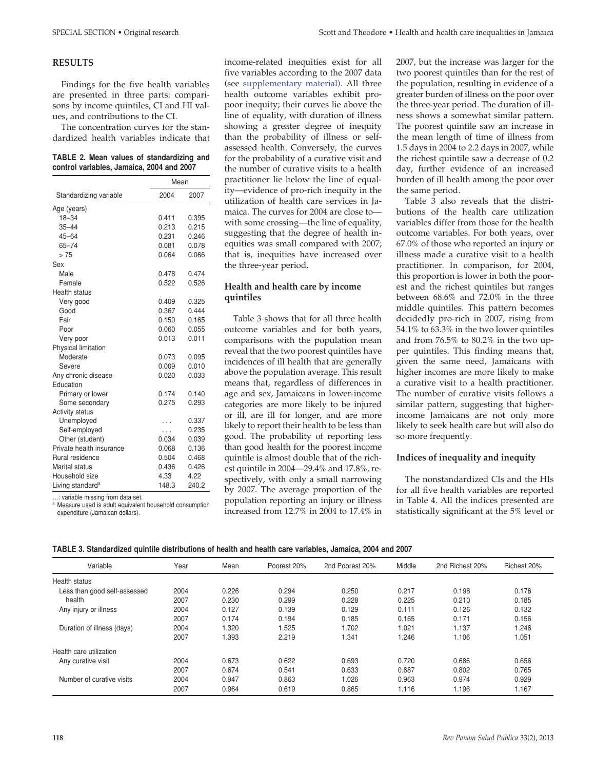## RESULTS

Findings for the five health variables are presented in three parts: comparisons by income quintiles, CI and HI values, and contributions to the CI.

The concentration curves for the standardized health variables indicate that income-related inequities exist for all five variables according to the 2007 data (see supplementary material). All three health outcome variables exhibit pro-poor inequity; their curves lie above the line of equality, with duration of illness showing a greater degree of inequity than the probability of illness or self-assessed health. Conversely, the curves for the probability of a curative visit and the number of curative visits to a health practitioner lie below the line of equality—evidence of pro-rich inequity in the utilization of health care services in Jamaica. The curves for 2004 are close to—with some crossing—the line of equality, suggesting that the degree of health inequities was small compared with 2007; that is, inequities have increased over the three-year period.

**TABLE 2. Mean values of standardizing and control variables, Jamaica, 2004 and 2007**

| Standardizing variable | Mean 2004 | Mean 2007 |
|---|---|---|
| Age (years) | | |
| 18–34 | 0.411 | 0.395 |
| 35–44 | 0.213 | 0.215 |
| 45–64 | 0.231 | 0.246 |
| 65–74 | 0.081 | 0.078 |
| > 75 | 0.064 | 0.066 |
| Sex | | |
| Male | 0.478 | 0.474 |
| Female | 0.522 | 0.526 |
| Health status | | |
| Very good | 0.409 | 0.325 |
| Good | 0.367 | 0.444 |
| Fair | 0.150 | 0.165 |
| Poor | 0.060 | 0.055 |
| Very poor | 0.013 | 0.011 |
| Physical limitation | | |
| Moderate | 0.073 | 0.095 |
| Severe | 0.009 | 0.010 |
| Any chronic disease | 0.020 | 0.033 |
| Education | | |
| Primary or lower | 0.174 | 0.140 |
| Some secondary | 0.275 | 0.293 |
| Activity status | | |
| Unemployed | . . . | 0.337 |
| Self-employed | . . . | 0.235 |
| Other (student) | 0.034 | 0.039 |
| Private health insurance | 0.068 | 0.136 |
| Rural residence | 0.504 | 0.468 |
| Marital status | 0.436 | 0.426 |
| Household size | 4.33 | 4.22 |
| Living standard[a] | 148.3 | 240.2 |

…: variable missing from data set.
[a] Measure used is adult equivalent household consumption expenditure (Jamaican dollars).

### Health and health care by income quintiles

Table 3 shows that for all three health outcome variables and for both years, comparisons with the population mean reveal that the two poorest quintiles have incidences of ill health that are generally above the population average. This result means that, regardless of differences in age and sex, Jamaicans in lower-income categories are more likely to be injured or ill, are ill for longer, and are more likely to report their health to be less than good. The probability of reporting less than good health for the poorest income quintile is almost double that of the richest quintile in 2004—29.4% and 17.8%, respectively, with only a small narrowing by 2007. The average proportion of the population reporting an injury or illness increased from 12.7% in 2004 to 17.4% in 2007, but the increase was larger for the two poorest quintiles than for the rest of the population, resulting in evidence of a greater burden of illness on the poor over the three-year period. The duration of illness shows a somewhat similar pattern. The poorest quintile saw an increase in the mean length of time of illness from 1.5 days in 2004 to 2.2 days in 2007, while the richest quintile saw a decrease of 0.2 day, further evidence of an increased burden of ill health among the poor over the same period.

Table 3 also reveals that the distributions of the health care utilization variables differ from those for the health outcome variables. For both years, over 67.0% of those who reported an injury or illness made a curative visit to a health practitioner. In comparison, for 2004, this proportion is lower in both the poorest and the richest quintiles but ranges between 68.6% and 72.0% in the three middle quintiles. This pattern becomes decidedly pro-rich in 2007, rising from 54.1% to 63.3% in the two lower quintiles and from 76.5% to 80.2% in the two upper quintiles. This finding means that, given the same need, Jamaicans with higher incomes are more likely to make a curative visit to a health practitioner. The number of curative visits follows a similar pattern, suggesting that higher-income Jamaicans are not only more likely to seek health care but will also do so more frequently.

### Indices of inequality and inequity

The nonstandardized CIs and the HIs for all five health variables are reported in Table 4. All the indices presented are statistically significant at the 5% level or

**TABLE 3. Standardized quintile distributions of health and health care variables, Jamaica, 2004 and 2007**

| Variable | Year | Mean | Poorest 20% | 2nd Poorest 20% | Middle | 2nd Richest 20% | Richest 20% |
|---|---|---|---|---|---|---|---|
| Health status | | | | | | | |
| Less than good self-assessed health | 2004 | 0.226 | 0.294 | 0.250 | 0.217 | 0.198 | 0.178 |
| | 2007 | 0.230 | 0.299 | 0.228 | 0.225 | 0.210 | 0.185 |
| Any injury or illness | 2004 | 0.127 | 0.139 | 0.129 | 0.111 | 0.126 | 0.132 |
| | 2007 | 0.174 | 0.194 | 0.185 | 0.165 | 0.171 | 0.156 |
| Duration of illness (days) | 2004 | 1.320 | 1.525 | 1.702 | 1.021 | 1.137 | 1.246 |
| | 2007 | 1.393 | 2.219 | 1.341 | 1.246 | 1.106 | 1.051 |
| Health care utilization | | | | | | | |
| Any curative visit | 2004 | 0.673 | 0.622 | 0.693 | 0.720 | 0.686 | 0.656 |
| | 2007 | 0.674 | 0.541 | 0.633 | 0.687 | 0.802 | 0.765 |
| Number of curative visits | 2004 | 0.947 | 0.863 | 1.026 | 0.963 | 0.974 | 0.929 |
| | 2007 | 0.964 | 0.619 | 0.865 | 1.116 | 1.196 | 1.167 |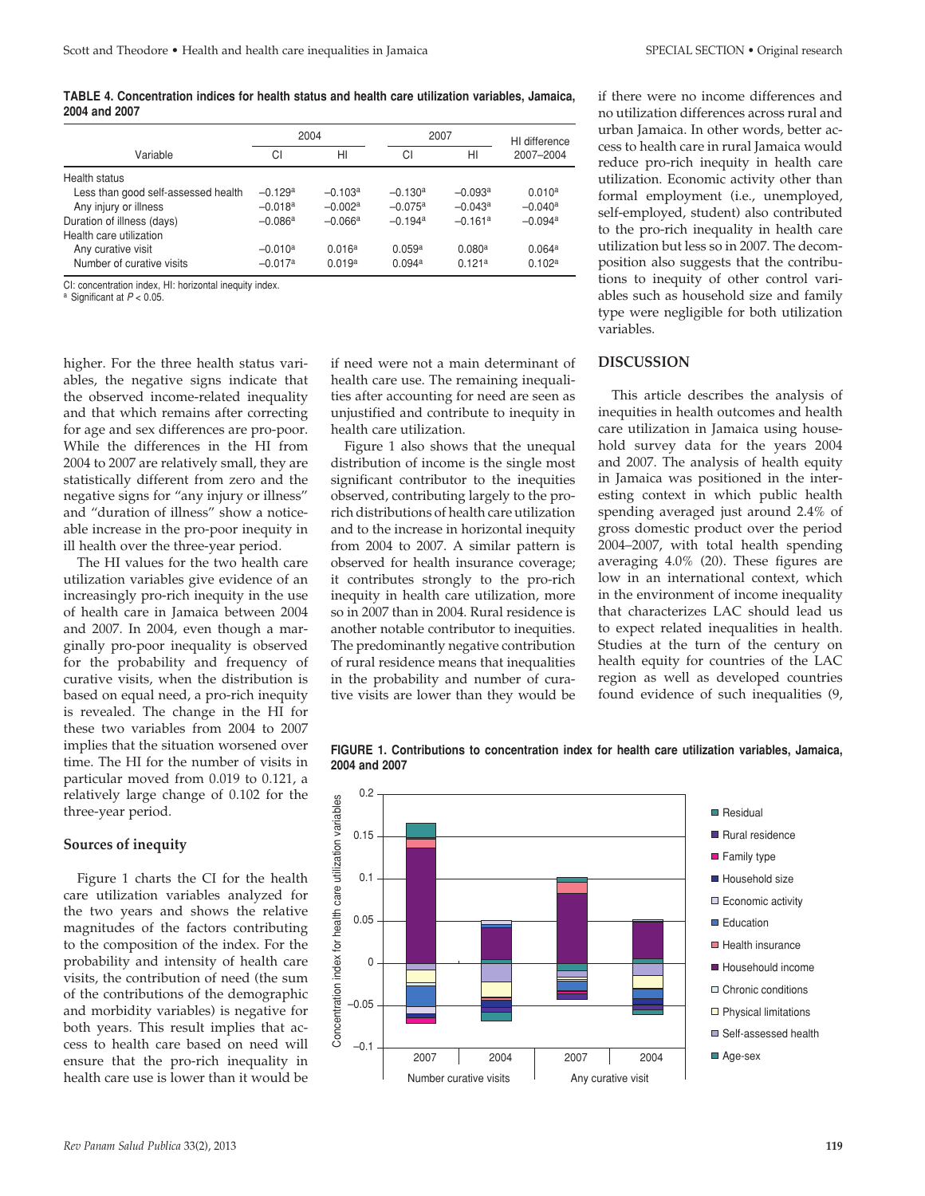**TABLE 4. Concentration indices for health status and health care utilization variables, Jamaica, 2004 and 2007**

| Variable | 2004 | | 2007 | | HI difference |
|---|---|---|---|---|---|
| | CI | HI | CI | HI | 2007–2004 |
| Health status | | | | | |
| Less than good self-assessed health | −0.129[a] | −0.103[a] | −0.130[a] | −0.093[a] | 0.010[a] |
| Any injury or illness | −0.018[a] | −0.002[a] | −0.075[a] | −0.043[a] | −0.040[a] |
| Duration of illness (days) | −0.086[a] | −0.066[a] | −0.194[a] | −0.161[a] | −0.094[a] |
| Health care utilization | | | | | |
| Any curative visit | −0.010[a] | 0.016[a] | 0.059[a] | 0.080[a] | 0.064[a] |
| Number of curative visits | −0.017[a] | 0.019[a] | 0.094[a] | 0.121[a] | 0.102[a] |

CI: concentration index, HI: horizontal inequity index.
[a] Significant at $P < 0.05$.

higher. For the three health status variables, the negative signs indicate that the observed income-related inequality and that which remains after correcting for age and sex differences are pro-poor. While the differences in the HI from 2004 to 2007 are relatively small, they are statistically different from zero and the negative signs for "any injury or illness" and "duration of illness" show a noticeable increase in the pro-poor inequity in ill health over the three-year period.

The HI values for the two health care utilization variables give evidence of an increasingly pro-rich inequity in the use of health care in Jamaica between 2004 and 2007. In 2004, even though a marginally pro-poor inequality is observed for the probability and frequency of curative visits, when the distribution is based on equal need, a pro-rich inequity is revealed. The change in the HI for these two variables from 2004 to 2007 implies that the situation worsened over time. The HI for the number of visits in particular moved from 0.019 to 0.121, a relatively large change of 0.102 for the three-year period.

### Sources of inequity

Figure 1 charts the CI for the health care utilization variables analyzed for the two years and shows the relative magnitudes of the factors contributing to the composition of the index. For the probability and intensity of health care visits, the contribution of need (the sum of the contributions of the demographic and morbidity variables) is negative for both years. This result implies that access to health care based on need will ensure that the pro-rich inequality in health care use is lower than it would be if need were not a main determinant of health care use. The remaining inequalities after accounting for need are seen as unjustified and contribute to inequity in health care utilization.

Figure 1 also shows that the unequal distribution of income is the single most significant contributor to the inequities observed, contributing largely to the pro-rich distributions of health care utilization and to the increase in horizontal inequity from 2004 to 2007. A similar pattern is observed for health insurance coverage; it contributes strongly to the pro-rich inequity in health care utilization, more so in 2007 than in 2004. Rural residence is another notable contributor to inequities. The predominantly negative contribution of rural residence means that inequalities in the probability and number of curative visits are lower than they would be if there were no income differences and no utilization differences across rural and urban Jamaica. In other words, better access to health care in rural Jamaica would reduce pro-rich inequity in health care utilization. Economic activity other than formal employment (i.e., unemployed, self-employed, student) also contributed to the pro-rich inequity in health care utilization but less so in 2007. The decomposition also suggests that the contributions to inequity of other control variables such as household size and family type were negligible for both utilization variables.

## DISCUSSION

This article describes the analysis of inequities in health outcomes and health care utilization in Jamaica using household survey data for the years 2004 and 2007. The analysis of health equity in Jamaica was positioned in the interesting context in which public health spending averaged just around 2.4% of gross domestic product over the period 2004–2007, with total health spending averaging 4.0% (20). These figures are low in an international context, which in the environment of income inequality that characterizes LAC should lead us to expect related inequalities in health. Studies at the turn of the century on health equity for countries of the LAC region as well as developed countries found evidence of such inequalities (9,

**FIGURE 1. Contributions to concentration index for health care utilization variables, Jamaica, 2004 and 2007**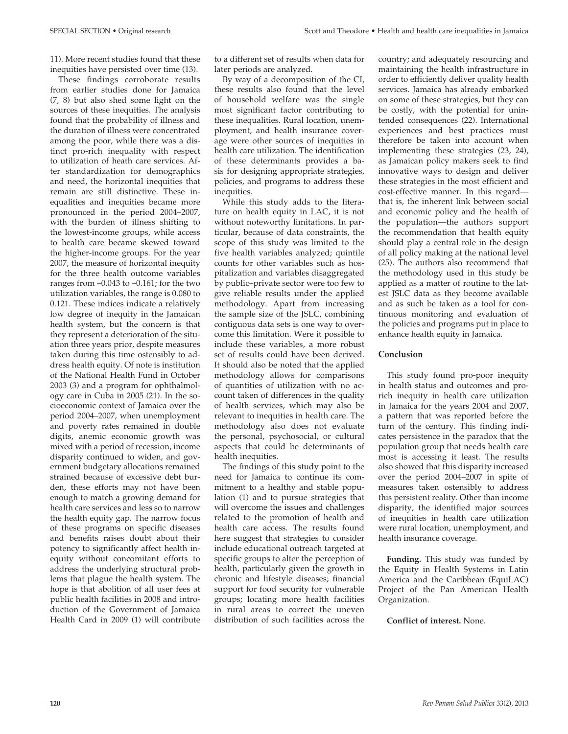11). More recent studies found that these inequities have persisted over time (13).

These findings corroborate results from earlier studies done for Jamaica (7, 8) but also shed some light on the sources of these inequities. The analysis found that the probability of illness and the duration of illness were concentrated among the poor, while there was a distinct pro-rich inequality with respect to utilization of heath care services. After standardization for demographics and need, the horizontal inequities that remain are still distinctive. These inequalities and inequities became more pronounced in the period 2004–2007, with the burden of illness shifting to the lowest-income groups, while access to health care became skewed toward the higher-income groups. For the year 2007, the measure of horizontal inequity for the three health outcome variables ranges from –0.043 to –0.161; for the two utilization variables, the range is 0.080 to 0.121. These indices indicate a relatively low degree of inequity in the Jamaican health system, but the concern is that they represent a deterioration of the situation three years prior, despite measures taken during this time ostensibly to address health equity. Of note is institution of the National Health Fund in October 2003 (3) and a program for ophthalmology care in Cuba in 2005 (21). In the socioeconomic context of Jamaica over the period 2004–2007, when unemployment and poverty rates remained in double digits, anemic economic growth was mixed with a period of recession, income disparity continued to widen, and government budgetary allocations remained strained because of excessive debt burden, these efforts may not have been enough to match a growing demand for health care services and less so to narrow the health equity gap. The narrow focus of these programs on specific diseases and benefits raises doubt about their potency to significantly affect health inequity without concomitant efforts to address the underlying structural problems that plague the health system. The hope is that abolition of all user fees at public health facilities in 2008 and introduction of the Government of Jamaica Health Card in 2009 (1) will contribute to a different set of results when data for later periods are analyzed.

By way of a decomposition of the CI, these results also found that the level of household welfare was the single most significant factor contributing to these inequalities. Rural location, unemployment, and health insurance coverage were other sources of inequities in health care utilization. The identification of these determinants provides a basis for designing appropriate strategies, policies, and programs to address these inequities.

While this study adds to the literature on health equity in LAC, it is not without noteworthy limitations. In particular, because of data constraints, the scope of this study was limited to the five health variables analyzed; quintile counts for other variables such as hospitalization and variables disaggregated by public–private sector were too few to give reliable results under the applied methodology. Apart from increasing the sample size of the JSLC, combining contiguous data sets is one way to overcome this limitation. Were it possible to include these variables, a more robust set of results could have been derived. It should also be noted that the applied methodology allows for comparisons of quantities of utilization with no account taken of differences in the quality of health services, which may also be relevant to inequities in health care. The methodology also does not evaluate the personal, psychosocial, or cultural aspects that could be determinants of health inequities.

The findings of this study point to the need for Jamaica to continue its commitment to a healthy and stable population (1) and to pursue strategies that will overcome the issues and challenges related to the promotion of health and health care access. The results found here suggest that strategies to consider include educational outreach targeted at specific groups to alter the perception of health, particularly given the growth in chronic and lifestyle diseases; financial support for food security for vulnerable groups; locating more health facilities in rural areas to correct the uneven distribution of such facilities across the country; and adequately resourcing and maintaining the health infrastructure in order to efficiently deliver quality health services. Jamaica has already embarked on some of these strategies, but they can be costly, with the potential for unintended consequences (22). International experiences and best practices must therefore be taken into account when implementing these strategies (23, 24), as Jamaican policy makers seek to find innovative ways to design and deliver these strategies in the most efficient and cost-effective manner. In this regard—that is, the inherent link between social and economic policy and the health of the population—the authors support the recommendation that health equity should play a central role in the design of all policy making at the national level (25). The authors also recommend that the methodology used in this study be applied as a matter of routine to the latest JSLC data as they become available and as such be taken as a tool for continuous monitoring and evaluation of the policies and programs put in place to enhance health equity in Jamaica.

## Conclusion

This study found pro-poor inequity in health status and outcomes and pro-rich inequity in health care utilization in Jamaica for the years 2004 and 2007, a pattern that was reported before the turn of the century. This finding indicates persistence in the paradox that the population group that needs health care most is accessing it least. The results also showed that this disparity increased over the period 2004–2007 in spite of measures taken ostensibly to address this persistent reality. Other than income disparity, the identified major sources of inequities in health care utilization were rural location, unemployment, and health insurance coverage.

**Funding.** This study was funded by the Equity in Health Systems in Latin America and the Caribbean (EquiLAC) Project of the Pan American Health Organization.

**Conflict of interest.** None.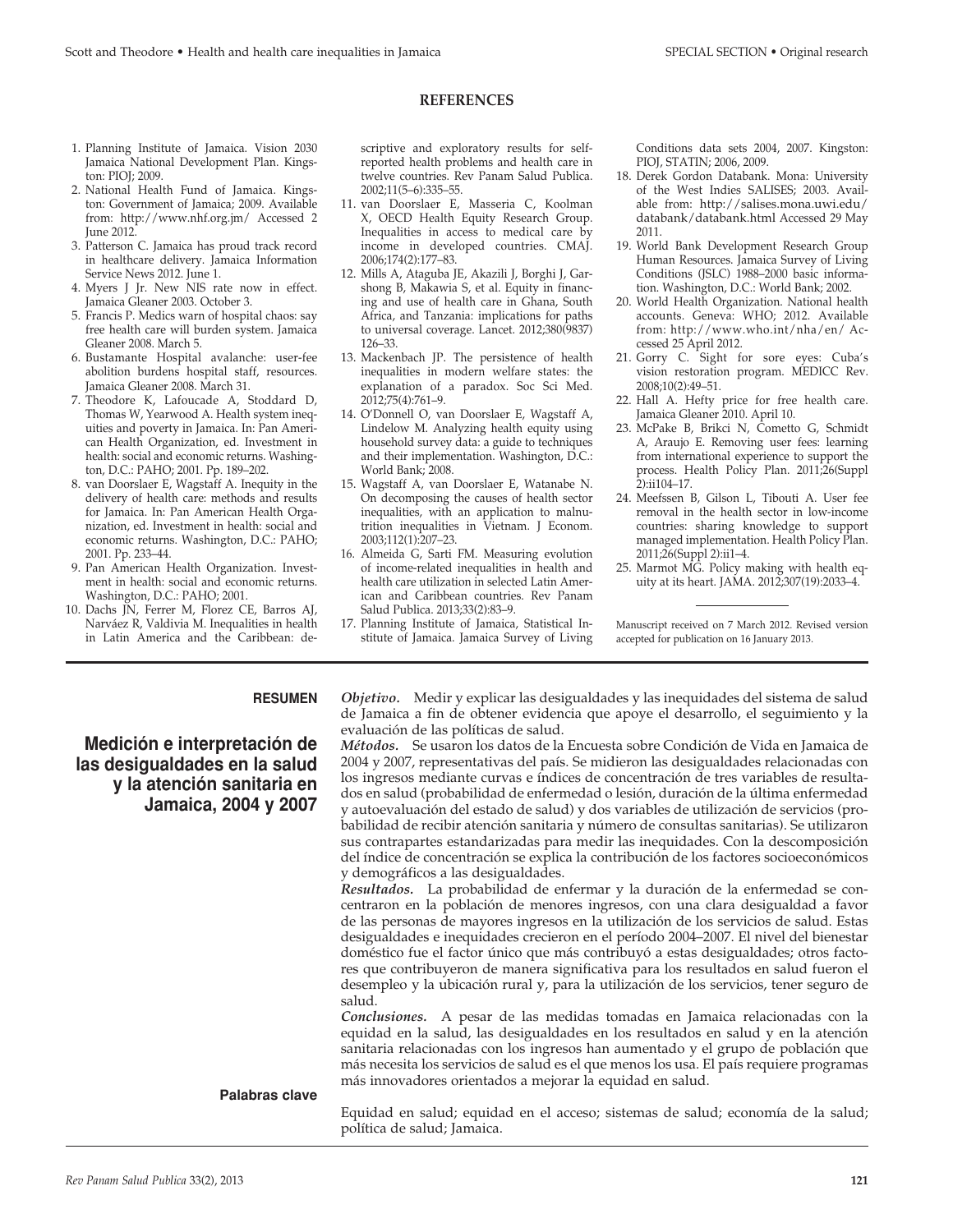## REFERENCES

1. Planning Institute of Jamaica. Vision 2030 Jamaica National Development Plan. Kingston: PIOJ; 2009.
2. National Health Fund of Jamaica. Kingston: Government of Jamaica; 2009. Available from: http://www.nhf.org.jm/ Accessed 2 June 2012.
3. Patterson C. Jamaica has proud track record in healthcare delivery. Jamaica Information Service News 2012. June 1.
4. Myers J Jr. New NIS rate now in effect. Jamaica Gleaner 2003. October 3.
5. Francis P. Medics warn of hospital chaos: say free health care will burden system. Jamaica Gleaner 2008. March 5.
6. Bustamante Hospital avalanche: user-fee abolition burdens hospital staff, resources. Jamaica Gleaner 2008. March 31.
7. Theodore K, Lafoucade A, Stoddard D, Thomas W, Yearwood A. Health system inequities and poverty in Jamaica. In: Pan American Health Organization, ed. Investment in health: social and economic returns. Washington, D.C.: PAHO; 2001. Pp. 189–202.
8. van Doorslaer E, Wagstaff A. Inequity in the delivery of health care: methods and results for Jamaica. In: Pan American Health Organization, ed. Investment in health: social and economic returns. Washington, D.C.: PAHO; 2001. Pp. 233–44.
9. Pan American Health Organization. Investment in health: social and economic returns. Washington, D.C.: PAHO; 2001.
10. Dachs JN, Ferrer M, Florez CE, Barros AJ, Narváez R, Valdivia M. Inequalities in health in Latin America and the Caribbean: descriptive and exploratory results for self-reported health problems and health care in twelve countries. Rev Panam Salud Publica. 2002;11(5–6):335–55.
11. van Doorslaer E, Masseria C, Koolman X, OECD Health Equity Research Group. Inequalities in access to medical care by income in developed countries. CMAJ. 2006;174(2):177–83.
12. Mills A, Ataguba JE, Akazili J, Borghi J, Garshong B, Makawia S, et al. Equity in financing and use of health care in Ghana, South Africa, and Tanzania: implications for paths to universal coverage. Lancet. 2012;380(9837) 126–33.
13. Mackenbach JP. The persistence of health inequalities in modern welfare states: the explanation of a paradox. Soc Sci Med. 2012;75(4):761–9.
14. O'Donnell O, van Doorslaer E, Wagstaff A, Lindelow M. Analyzing health equity using household survey data: a guide to techniques and their implementation. Washington, D.C.: World Bank; 2008.
15. Wagstaff A, van Doorslaer E, Watanabe N. On decomposing the causes of health sector inequalities, with an application to malnutrition inequalities in Vietnam. J Econom. 2003;112(1):207–23.
16. Almeida G, Sarti FM. Measuring evolution of income-related inequalities in health and health care utilization in selected Latin American and Caribbean countries. Rev Panam Salud Publica. 2013;33(2):83–9.
17. Planning Institute of Jamaica, Statistical Institute of Jamaica. Jamaica Survey of Living Conditions data sets 2004, 2007. Kingston: PIOJ, STATIN; 2006, 2009.
18. Derek Gordon Databank. Mona: University of the West Indies SALISES; 2003. Available from: http://salises.mona.uwi.edu/databank/databank.html Accessed 29 May 2011.
19. World Bank Development Research Group Human Resources. Jamaica Survey of Living Conditions (JSLC) 1988–2000 basic information. Washington, D.C.: World Bank; 2002.
20. World Health Organization. National health accounts. Geneva: WHO; 2012. Available from: http://www.who.int/nha/en/ Accessed 25 April 2012.
21. Gorry C. Sight for sore eyes: Cuba's vision restoration program. MEDICC Rev. 2008;10(2):49–51.
22. Hall A. Hefty price for free health care. Jamaica Gleaner 2010. April 10.
23. McPake B, Brikci N, Cometto G, Schmidt A, Araujo E. Removing user fees: learning from international experience to support the process. Health Policy Plan. 2011;26(Suppl 2):ii104–17.
24. Meefssen B, Gilson L, Tibouti A. User fee removal in the health sector in low-income countries: sharing knowledge to support managed implementation. Health Policy Plan. 2011;26(Suppl 2):ii1–4.
25. Marmot MG. Policy making with health equity at its heart. JAMA. 2012;307(19):2033–4.

Manuscript received on 7 March 2012. Revised version accepted for publication on 16 January 2013.

---

**RESUMEN**

## Medición e interpretación de las desigualdades en la salud y la atención sanitaria en Jamaica, 2004 y 2007

***Objetivo.*** Medir y explicar las desigualdades y las inequidades del sistema de salud de Jamaica a fin de obtener evidencia que apoye el desarrollo, el seguimiento y la evaluación de las políticas de salud.

***Métodos.*** Se usaron los datos de la Encuesta sobre Condición de Vida en Jamaica de 2004 y 2007, representativas del país. Se midieron las desigualdades relacionadas con los ingresos mediante curvas e índices de concentración de tres variables de resultados en salud (probabilidad de enfermedad o lesión, duración de la última enfermedad y autoevaluación del estado de salud) y dos variables de utilización de servicios (probabilidad de recibir atención sanitaria y número de consultas sanitarias). Se utilizaron sus contrapartes estandarizadas para medir las inequidades. Con la descomposición del índice de concentración se explica la contribución de los factores socioeconómicos y demográficos a las desigualdades.

***Resultados.*** La probabilidad de enfermar y la duración de la enfermedad se concentraron en la población de menores ingresos, con una clara desigualdad a favor de las personas de mayores ingresos en la utilización de los servicios de salud. Estas desigualdades e inequidades crecieron en el período 2004–2007. El nivel del bienestar doméstico fue el factor único que más contribuyó a estas desigualdades; otros factores que contribuyeron de manera significativa para los resultados en salud fueron el desempleo y la ubicación rural y, para la utilización de los servicios, tener seguro de salud.

***Conclusiones.*** A pesar de las medidas tomadas en Jamaica relacionadas con la equidad en la salud, las desigualdades en los resultados en salud y en la atención sanitaria relacionadas con los ingresos han aumentado y el grupo de población que más necesita los servicios de salud es el que menos los usa. El país requiere programas más innovadores orientados a mejorar la equidad en salud.

**Palabras clave**

Equidad en salud; equidad en el acceso; sistemas de salud; economía de la salud; política de salud; Jamaica.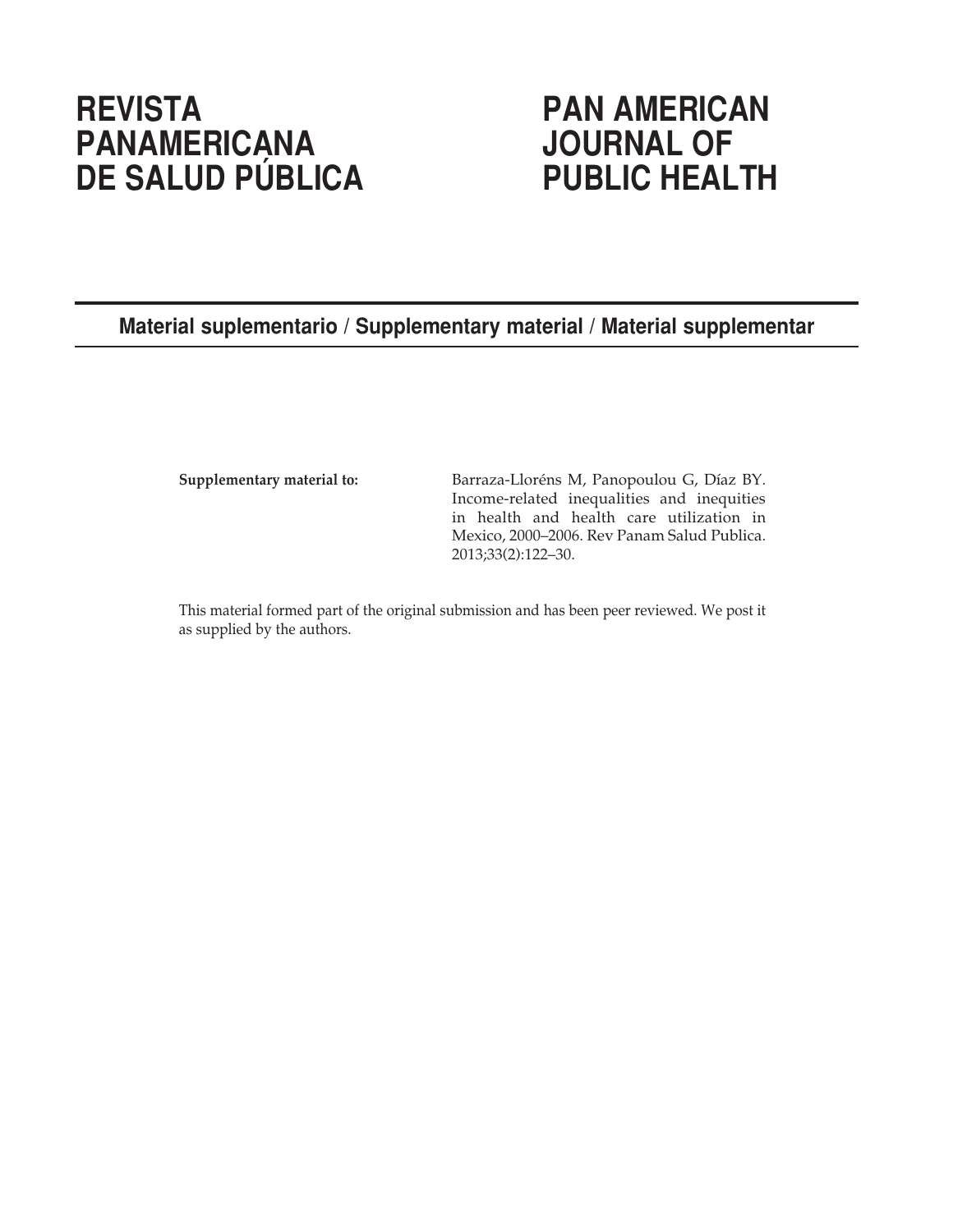# REVISTA PANAMERICANA DE SALUD PÚBLICA

# PAN AMERICAN JOURNAL OF PUBLIC HEALTH

**Material suplementario / Supplementary material / Material supplementar**

**Supplementary material to:** Barraza-Lloréns M, Panopoulou G, Díaz BY. Income-related inequalities and inequities in health and health care utilization in Mexico, 2000–2006. Rev Panam Salud Publica. 2013;33(2):122–30.

This material formed part of the original submission and has been peer reviewed. We post it as supplied by the authors.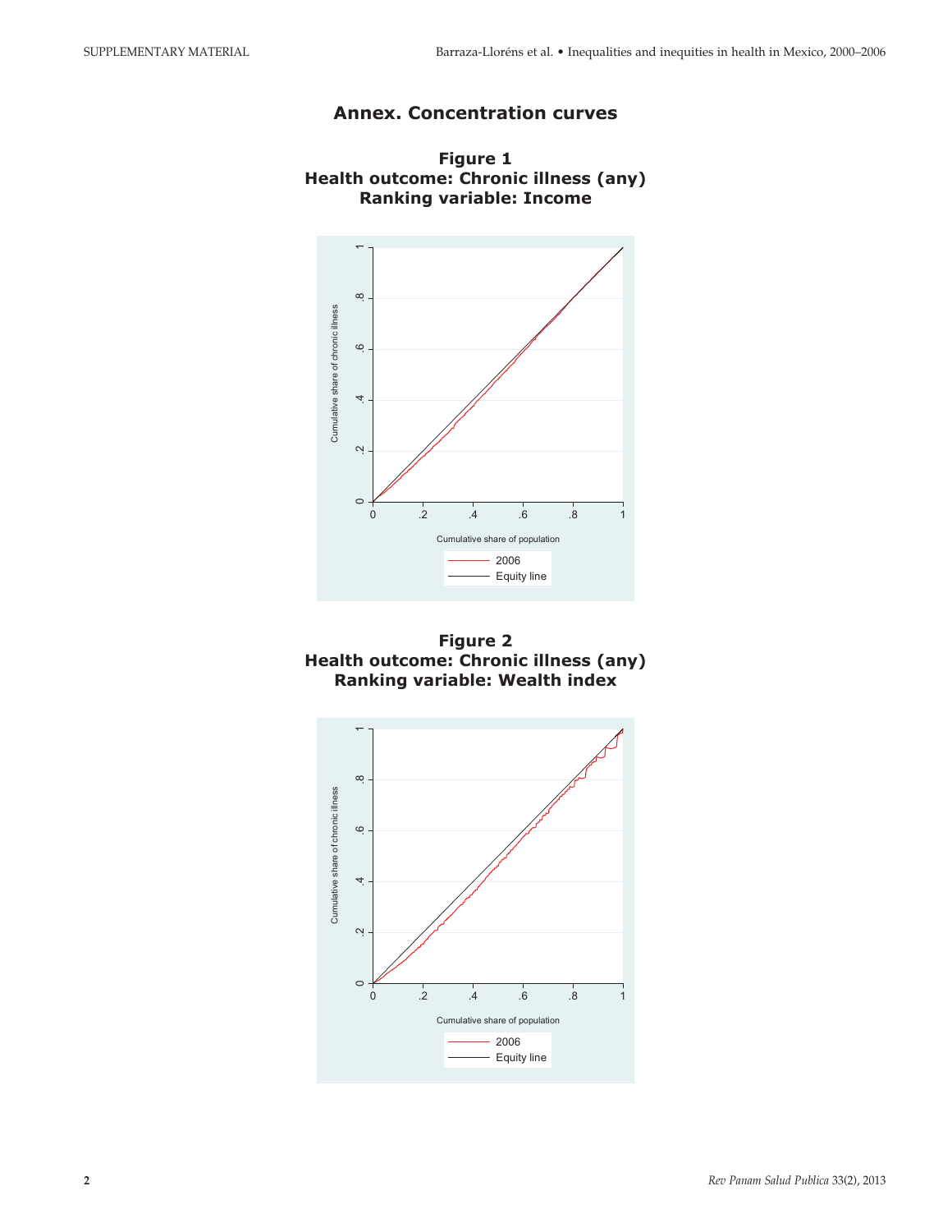## Annex. Concentration curves

**Figure 1**
**Health outcome: Chronic illness (any)**
**Ranking variable: Income**

**Figure 2**
**Health outcome: Chronic illness (any)**
**Ranking variable: Wealth index**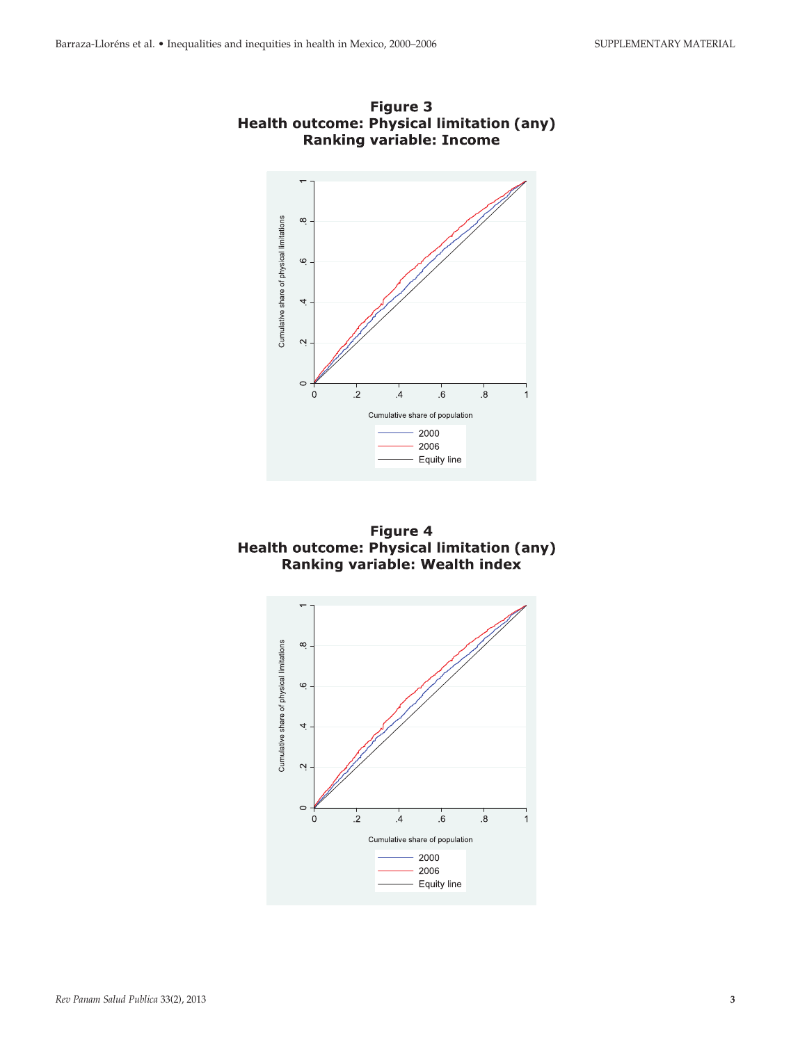**Figure 3**
**Health outcome: Physical limitation (any)**
**Ranking variable: Income**

**Figure 4**
**Health outcome: Physical limitation (any)**
**Ranking variable: Wealth index**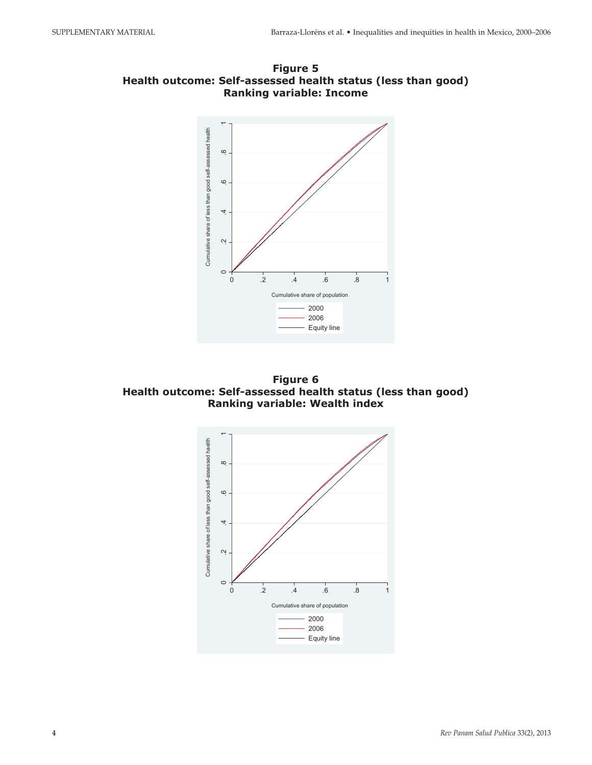**Figure 5**
**Health outcome: Self-assessed health status (less than good)**
**Ranking variable: Income**

**Figure 6**
**Health outcome: Self-assessed health status (less than good)**
**Ranking variable: Wealth index**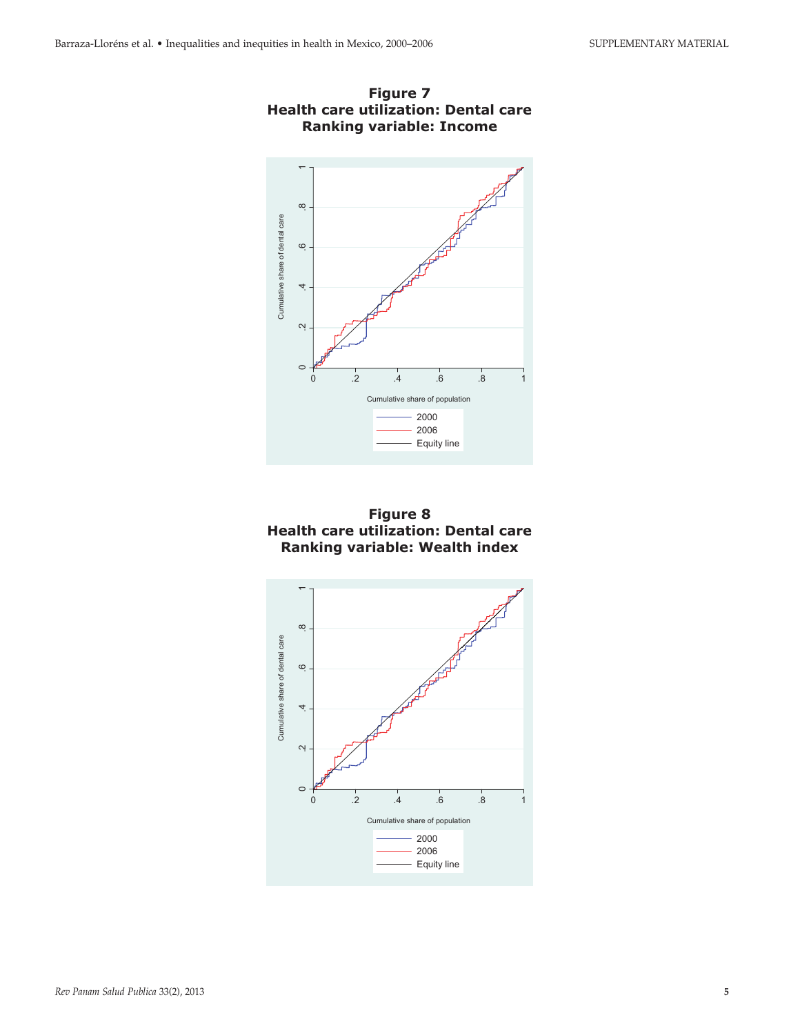**Figure 7**
**Health care utilization: Dental care**
**Ranking variable: Income**

**Figure 8**
**Health care utilization: Dental care**
**Ranking variable: Wealth index**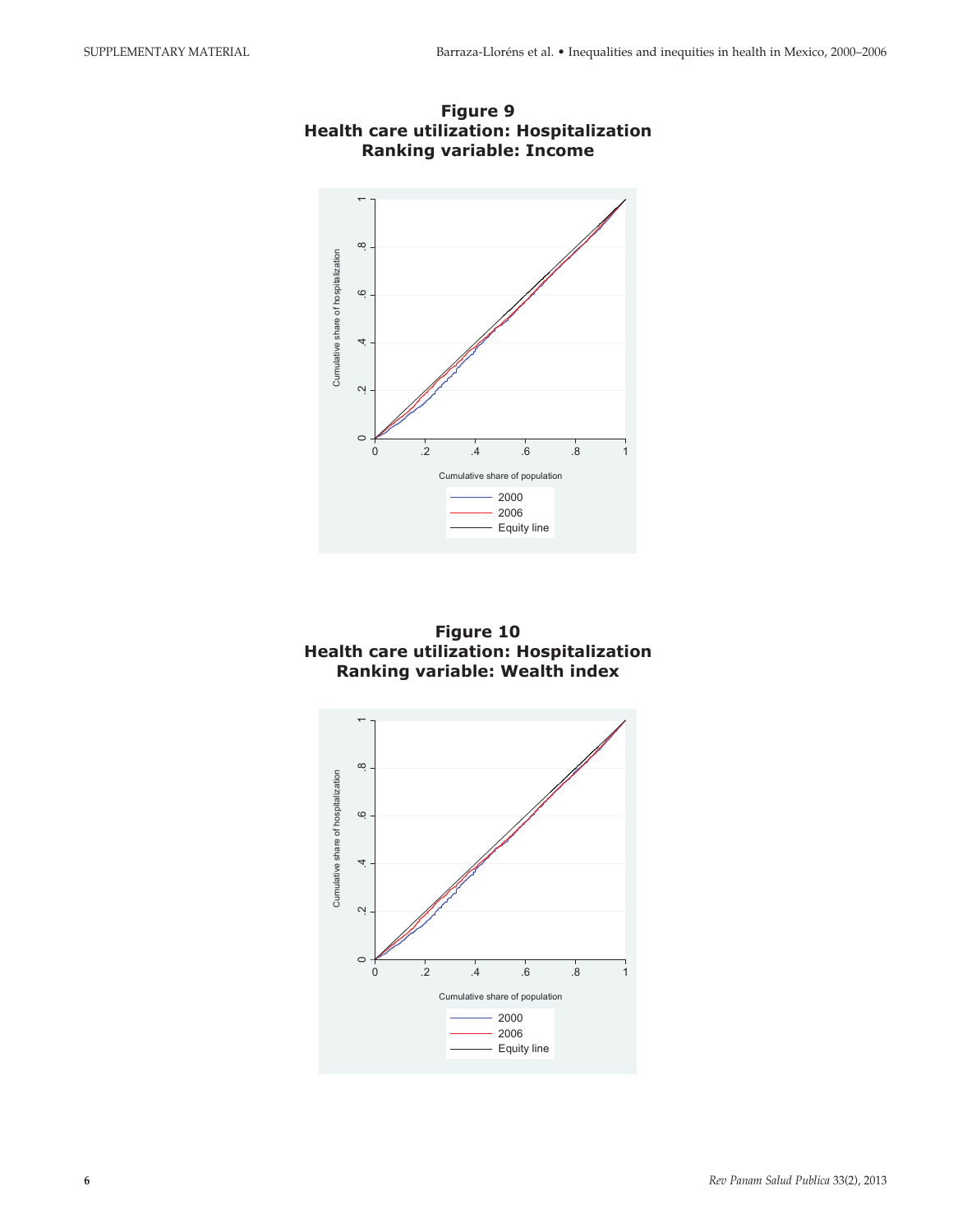**Figure 9**
**Health care utilization: Hospitalization**
**Ranking variable: Income**

**Figure 10**
**Health care utilization: Hospitalization**
**Ranking variable: Wealth index**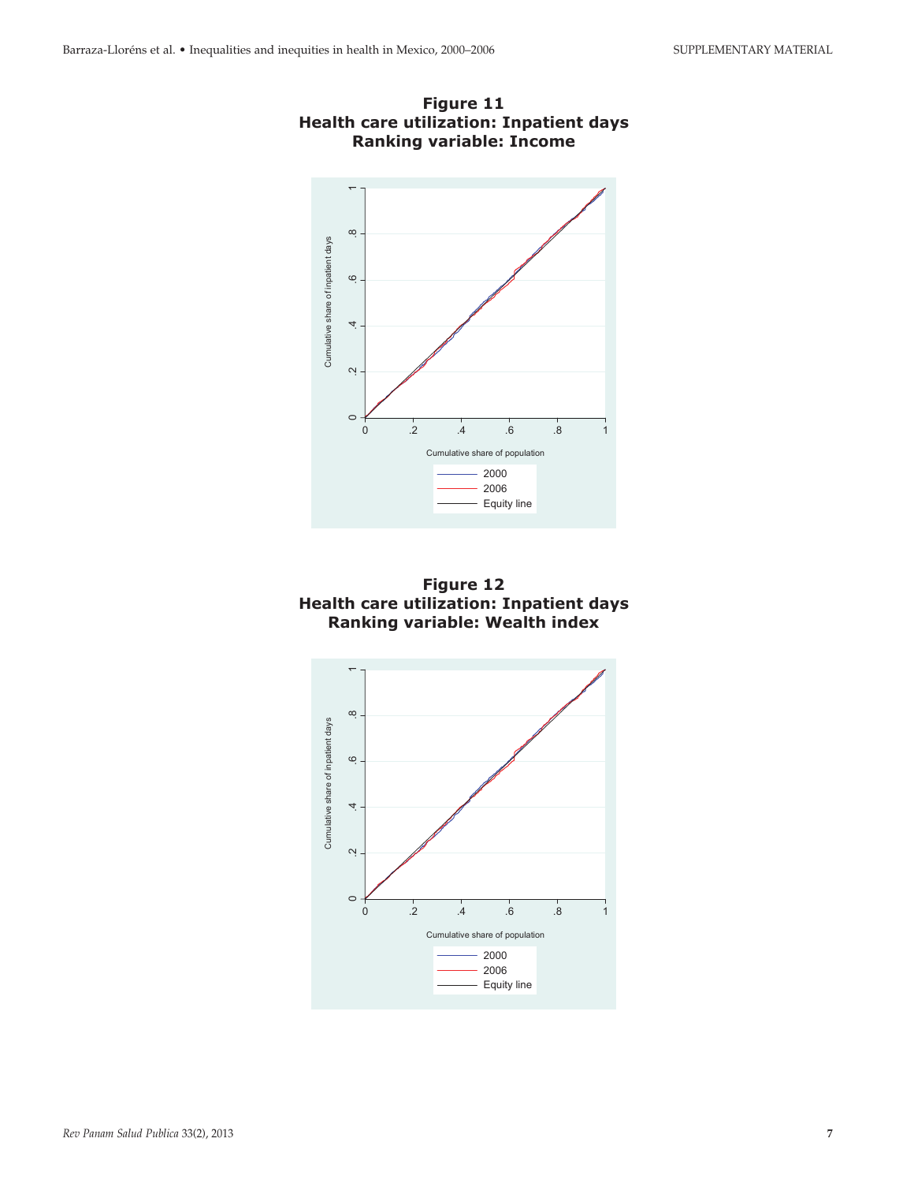**Figure 11**
**Health care utilization: Inpatient days**
**Ranking variable: Income**

**Figure 12**
**Health care utilization: Inpatient days**
**Ranking variable: Wealth index**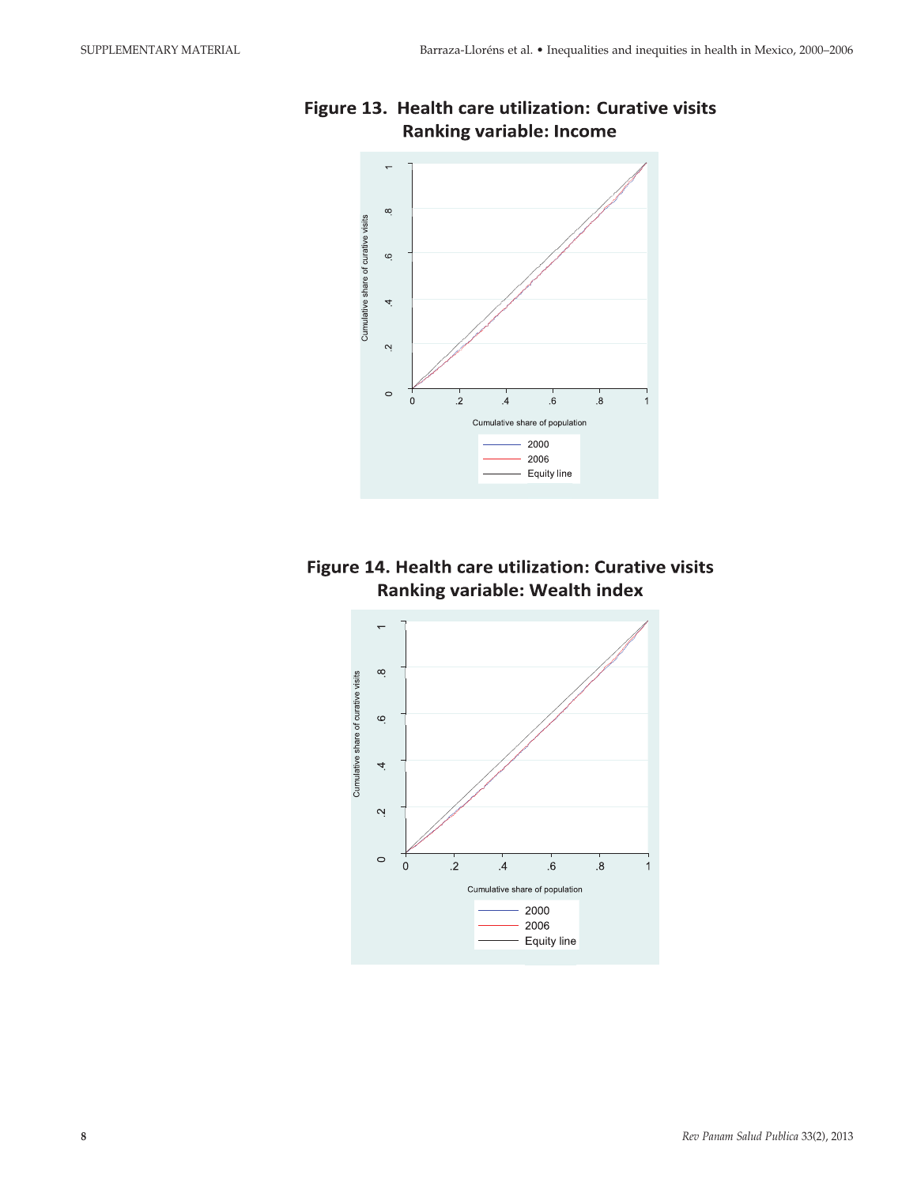**Figure 13. Health care utilization: Curative visits Ranking variable: Income**

**Figure 14. Health care utilization: Curative visits Ranking variable: Wealth index**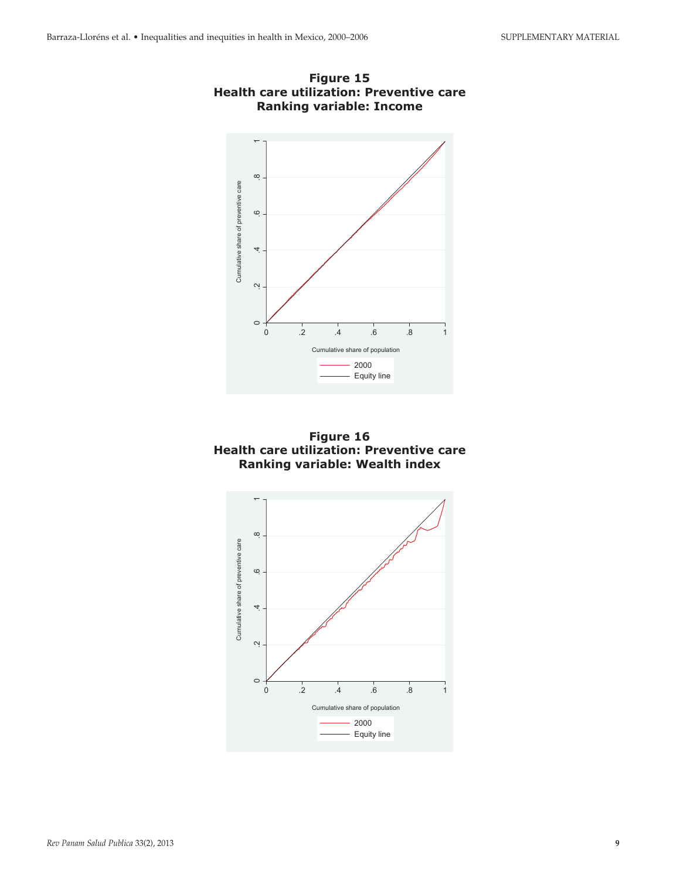**Figure 15**
**Health care utilization: Preventive care**
**Ranking variable: Income**

Cumulative share of preventive care

0
.2
.4
.6
.8
1

0
.2
.4
.6
.8
1

Cumulative share of population

2000
Equity line

**Figure 16**
**Health care utilization: Preventive care**
**Ranking variable: Wealth index**

Cumulative share of preventive care

0
.2
.4
.6
.8
1

0
.2
.4
.6
.8
1

Cumulative share of population

2000
Equity line